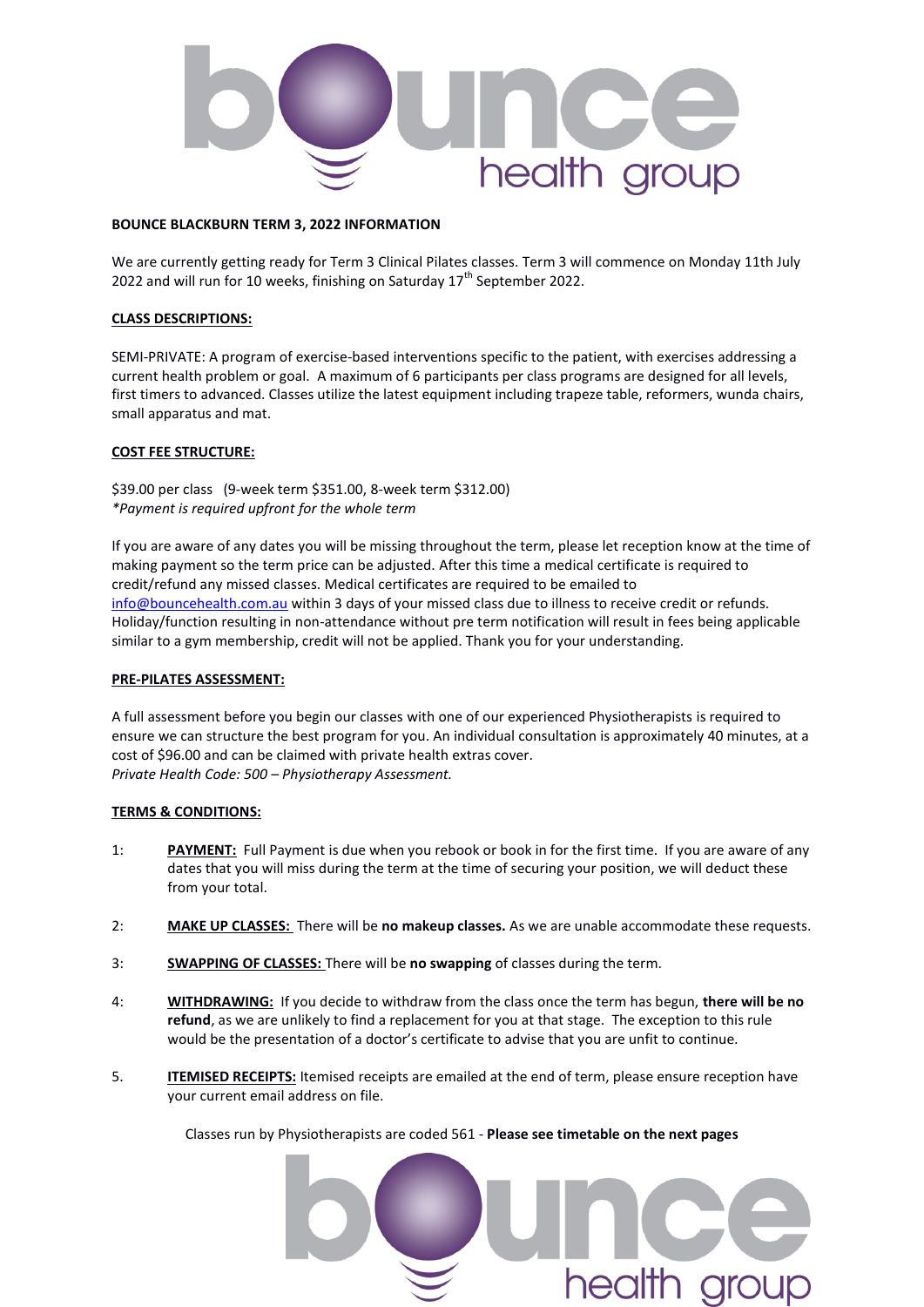**BOUNCE BLACKBURN TERM 3, 2022 INFORMATION**

We are currently getting ready for Term 3 Clinical Pilates classes. Term 3 will commence on Monday 11th July 2022 and will run for 10 weeks, finishing on Saturday 17th September 2022.

**CLASS DESCRIPTIONS:**

SEMI-PRIVATE: A program of exercise-based interventions specific to the patient, with exercises addressing a current health problem or goal. A maximum of 6 participants per class programs are designed for all levels, first timers to advanced. Classes utilize the latest equipment including trapeze table, reformers, wunda chairs, small apparatus and mat.

**COST FEE STRUCTURE:**

$39.00 per class (9-week term $351.00, 8-week term $312.00)
*\*Payment is required upfront for the whole term*

If you are aware of any dates you will be missing throughout the term, please let reception know at the time of making payment so the term price can be adjusted. After this time a medical certificate is required to credit/refund any missed classes. Medical certificates are required to be emailed to info@bouncehealth.com.au within 3 days of your missed class due to illness to receive credit or refunds. Holiday/function resulting in non-attendance without pre term notification will result in fees being applicable similar to a gym membership, credit will not be applied. Thank you for your understanding.

**PRE-PILATES ASSESSMENT:**

A full assessment before you begin our classes with one of our experienced Physiotherapists is required to ensure we can structure the best program for you. An individual consultation is approximately 40 minutes, at a cost of $96.00 and can be claimed with private health extras cover.
*Private Health Code: 500 – Physiotherapy Assessment.*

**TERMS & CONDITIONS:**

1: **PAYMENT:** Full Payment is due when you rebook or book in for the first time. If you are aware of any dates that you will miss during the term at the time of securing your position, we will deduct these from your total.

2: **MAKE UP CLASSES:** There will be **no makeup classes.** As we are unable accommodate these requests.

3: **SWAPPING OF CLASSES:** There will be **no swapping** of classes during the term.

4: **WITHDRAWING:** If you decide to withdraw from the class once the term has begun, **there will be no refund**, as we are unlikely to find a replacement for you at that stage. The exception to this rule would be the presentation of a doctor's certificate to advise that you are unfit to continue.

5. **ITEMISED RECEIPTS:** Itemised receipts are emailed at the end of term, please ensure reception have your current email address on file.

Classes run by Physiotherapists are coded 561 - **Please see timetable on the next pages**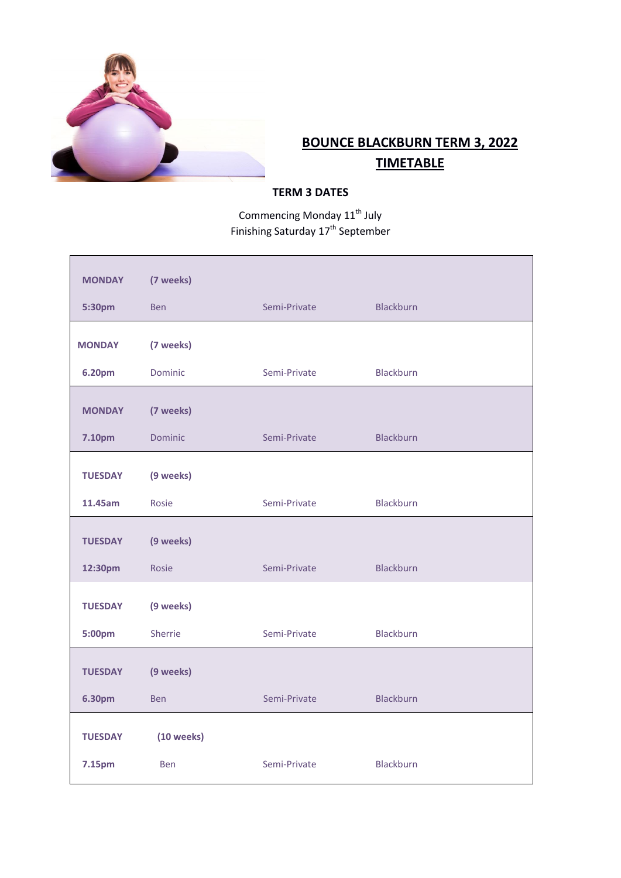# BOUNCE BLACKBURN TERM 3, 2022 TIMETABLE

**TERM 3 DATES**

Commencing Monday 11th July
Finishing Saturday 17th September

| Day / Time | Weeks / Instructor | Type | Location |
|---|---|---|---|
| **MONDAY** | **(7 weeks)** | | |
| **5:30pm** | Ben | Semi-Private | Blackburn |
| **MONDAY** | **(7 weeks)** | | |
| **6.20pm** | Dominic | Semi-Private | Blackburn |
| **MONDAY** | **(7 weeks)** | | |
| **7.10pm** | Dominic | Semi-Private | Blackburn |
| **TUESDAY** | **(9 weeks)** | | |
| **11.45am** | Rosie | Semi-Private | Blackburn |
| **TUESDAY** | **(9 weeks)** | | |
| **12:30pm** | Rosie | Semi-Private | Blackburn |
| **TUESDAY** | **(9 weeks)** | | |
| **5:00pm** | Sherrie | Semi-Private | Blackburn |
| **TUESDAY** | **(9 weeks)** | | |
| **6.30pm** | Ben | Semi-Private | Blackburn |
| **TUESDAY** | **(10 weeks)** | | |
| **7.15pm** | Ben | Semi-Private | Blackburn |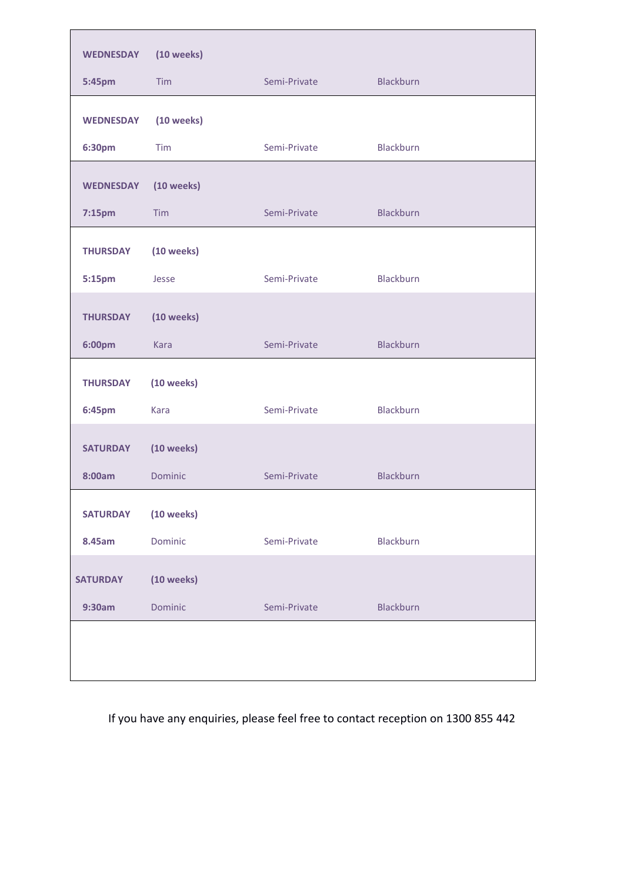| | | | |
|---|---|---|---|
| **WEDNESDAY** | **(10 weeks)** | | |
| **5:45pm** | Tim | Semi-Private | Blackburn |
| **WEDNESDAY** | **(10 weeks)** | | |
| **6:30pm** | Tim | Semi-Private | Blackburn |
| **WEDNESDAY** | **(10 weeks)** | | |
| **7:15pm** | Tim | Semi-Private | Blackburn |
| **THURSDAY** | **(10 weeks)** | | |
| **5:15pm** | Jesse | Semi-Private | Blackburn |
| **THURSDAY** | **(10 weeks)** | | |
| **6:00pm** | Kara | Semi-Private | Blackburn |
| **THURSDAY** | **(10 weeks)** | | |
| **6:45pm** | Kara | Semi-Private | Blackburn |
| **SATURDAY** | **(10 weeks)** | | |
| **8:00am** | Dominic | Semi-Private | Blackburn |
| **SATURDAY** | **(10 weeks)** | | |
| **8.45am** | Dominic | Semi-Private | Blackburn |
| **SATURDAY** | **(10 weeks)** | | |
| **9:30am** | Dominic | Semi-Private | Blackburn |

If you have any enquiries, please feel free to contact reception on 1300 855 442